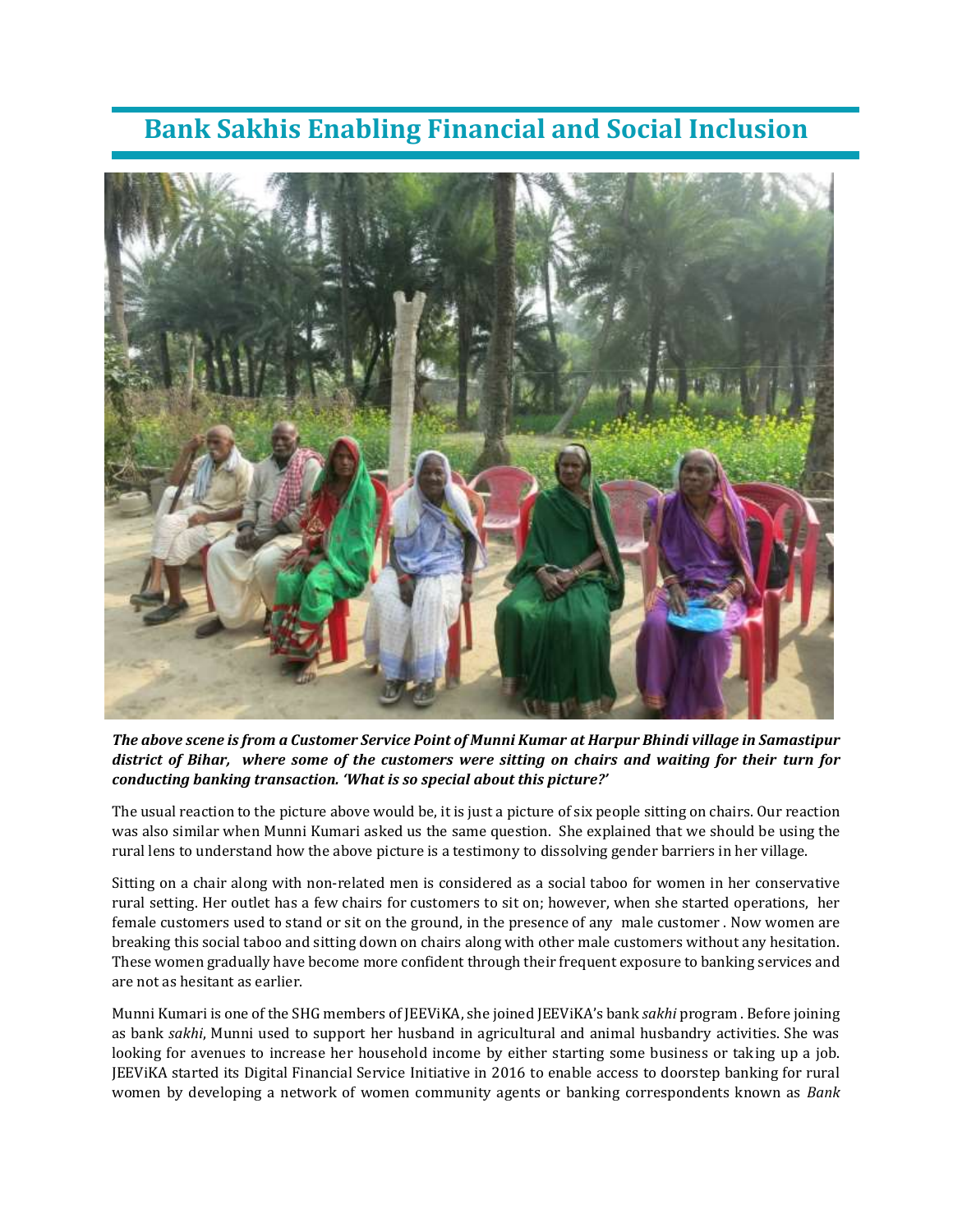# Bank Sakhis Enabling Financial and Social Inclusion

***The above scene is from a Customer Service Point of Munni Kumar at Harpur Bhindi village in Samastipur district of Bihar, where some of the customers were sitting on chairs and waiting for their turn for conducting banking transaction. 'What is so special about this picture?'***

The usual reaction to the picture above would be, it is just a picture of six people sitting on chairs. Our reaction was also similar when Munni Kumari asked us the same question. She explained that we should be using the rural lens to understand how the above picture is a testimony to dissolving gender barriers in her village.

Sitting on a chair along with non-related men is considered as a social taboo for women in her conservative rural setting. Her outlet has a few chairs for customers to sit on; however, when she started operations, her female customers used to stand or sit on the ground, in the presence of any male customer . Now women are breaking this social taboo and sitting down on chairs along with other male customers without any hesitation. These women gradually have become more confident through their frequent exposure to banking services and are not as hesitant as earlier.

Munni Kumari is one of the SHG members of JEEViKA, she joined JEEViKA's bank *sakhi* program . Before joining as bank *sakhi*, Munni used to support her husband in agricultural and animal husbandry activities. She was looking for avenues to increase her household income by either starting some business or taking up a job. JEEViKA started its Digital Financial Service Initiative in 2016 to enable access to doorstep banking for rural women by developing a network of women community agents or banking correspondents known as *Bank*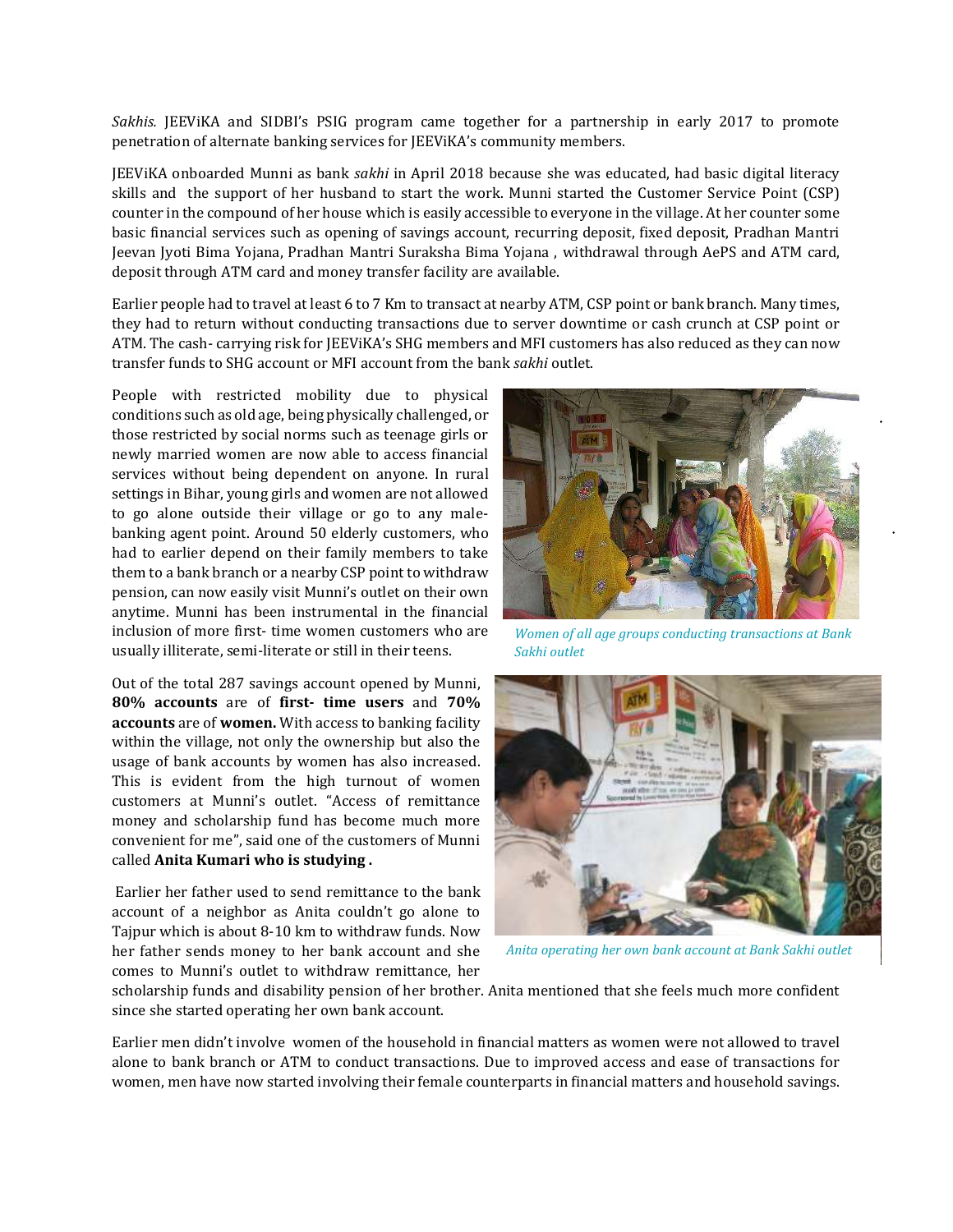*Sakhis.* JEEViKA and SIDBI's PSIG program came together for a partnership in early 2017 to promote penetration of alternate banking services for JEEViKA's community members.

JEEViKA onboarded Munni as bank *sakhi* in April 2018 because she was educated, had basic digital literacy skills and the support of her husband to start the work. Munni started the Customer Service Point (CSP) counter in the compound of her house which is easily accessible to everyone in the village. At her counter some basic financial services such as opening of savings account, recurring deposit, fixed deposit, Pradhan Mantri Jeevan Jyoti Bima Yojana, Pradhan Mantri Suraksha Bima Yojana , withdrawal through AePS and ATM card, deposit through ATM card and money transfer facility are available.

Earlier people had to travel at least 6 to 7 Km to transact at nearby ATM, CSP point or bank branch. Many times, they had to return without conducting transactions due to server downtime or cash crunch at CSP point or ATM. The cash- carrying risk for JEEViKA's SHG members and MFI customers has also reduced as they can now transfer funds to SHG account or MFI account from the bank *sakhi* outlet.

People with restricted mobility due to physical conditions such as old age, being physically challenged, or those restricted by social norms such as teenage girls or newly married women are now able to access financial services without being dependent on anyone. In rural settings in Bihar, young girls and women are not allowed to go alone outside their village or go to any male-banking agent point. Around 50 elderly customers, who had to earlier depend on their family members to take them to a bank branch or a nearby CSP point to withdraw pension, can now easily visit Munni's outlet on their own anytime. Munni has been instrumental in the financial inclusion of more first- time women customers who are usually illiterate, semi-literate or still in their teens.

*Women of all age groups conducting transactions at Bank Sakhi outlet*

Out of the total 287 savings account opened by Munni, **80% accounts** are of **first- time users** and **70% accounts** are of **women.** With access to banking facility within the village, not only the ownership but also the usage of bank accounts by women has also increased. This is evident from the high turnout of women customers at Munni's outlet. "Access of remittance money and scholarship fund has become much more convenient for me", said one of the customers of Munni called **Anita Kumari who is studying .**

Earlier her father used to send remittance to the bank account of a neighbor as Anita couldn't go alone to Tajpur which is about 8-10 km to withdraw funds. Now her father sends money to her bank account and she comes to Munni's outlet to withdraw remittance, her scholarship funds and disability pension of her brother. Anita mentioned that she feels much more confident since she started operating her own bank account.

*Anita operating her own bank account at Bank Sakhi outlet*

Earlier men didn't involve women of the household in financial matters as women were not allowed to travel alone to bank branch or ATM to conduct transactions. Due to improved access and ease of transactions for women, men have now started involving their female counterparts in financial matters and household savings.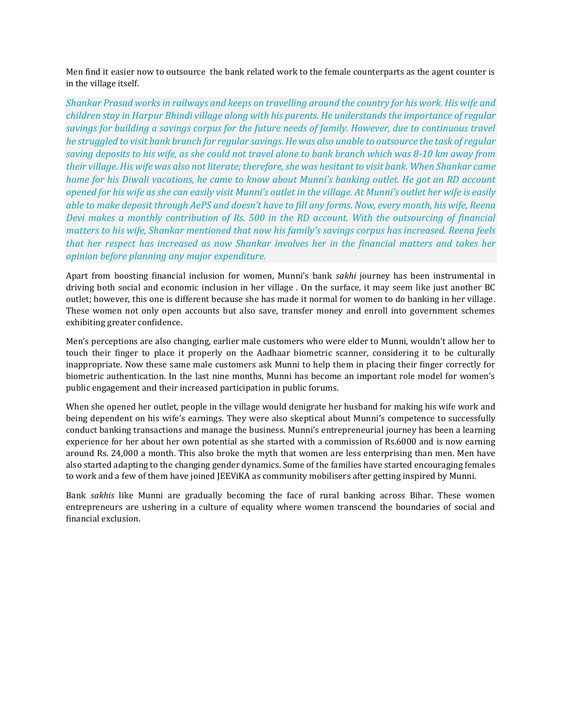Men find it easier now to outsource  the bank related work to the female counterparts as the agent counter is in the village itself.

*Shankar Prasad works in railways and keeps on travelling around the country for his work. His wife and children stay in Harpur Bhindi village along with his parents. He understands the importance of regular savings for building a savings corpus for the future needs of family. However, due to continuous travel he struggled to visit bank branch for regular savings. He was also unable to outsource the task of regular saving deposits to his wife, as she could not travel alone to bank branch which was 8-10 km away from their village. His wife was also not literate; therefore, she was hesitant to visit bank. When Shankar came home for his Diwali vacations, he came to know about Munni's banking outlet. He got an RD account opened for his wife as she can easily visit Munni's outlet in the village. At Munni's outlet her wife is easily able to make deposit through AePS and doesn't have to fill any forms. Now, every month, his wife, Reena Devi makes a monthly contribution of Rs. 500 in the RD account. With the outsourcing of financial matters to his wife, Shankar mentioned that now his family's savings corpus has increased. Reena feels that her respect has increased as now Shankar involves her in the financial matters and takes her opinion before planning any major expenditure.*

Apart from boosting financial inclusion for women, Munni's bank *sakhi* journey has been instrumental in driving both social and economic inclusion in her village . On the surface, it may seem like just another BC outlet; however, this one is different because she has made it normal for women to do banking in her village. These women not only open accounts but also save, transfer money and enroll into government schemes exhibiting greater confidence.

Men's perceptions are also changing, earlier male customers who were elder to Munni, wouldn't allow her to touch their finger to place it properly on the Aadhaar biometric scanner, considering it to be culturally inappropriate. Now these same male customers ask Munni to help them in placing their finger correctly for biometric authentication. In the last nine months, Munni has become an important role model for women's public engagement and their increased participation in public forums.

When she opened her outlet, people in the village would denigrate her husband for making his wife work and being dependent on his wife's earnings. They were also skeptical about Munni's competence to successfully conduct banking transactions and manage the business. Munni's entrepreneurial journey has been a learning experience for her about her own potential as she started with a commission of Rs.6000 and is now earning around Rs. 24,000 a month. This also broke the myth that women are less enterprising than men. Men have also started adapting to the changing gender dynamics. Some of the families have started encouraging females to work and a few of them have joined JEEViKA as community mobilisers after getting inspired by Munni.

Bank *sakhis* like Munni are gradually becoming the face of rural banking across Bihar. These women entrepreneurs are ushering in a culture of equality where women transcend the boundaries of social and financial exclusion.